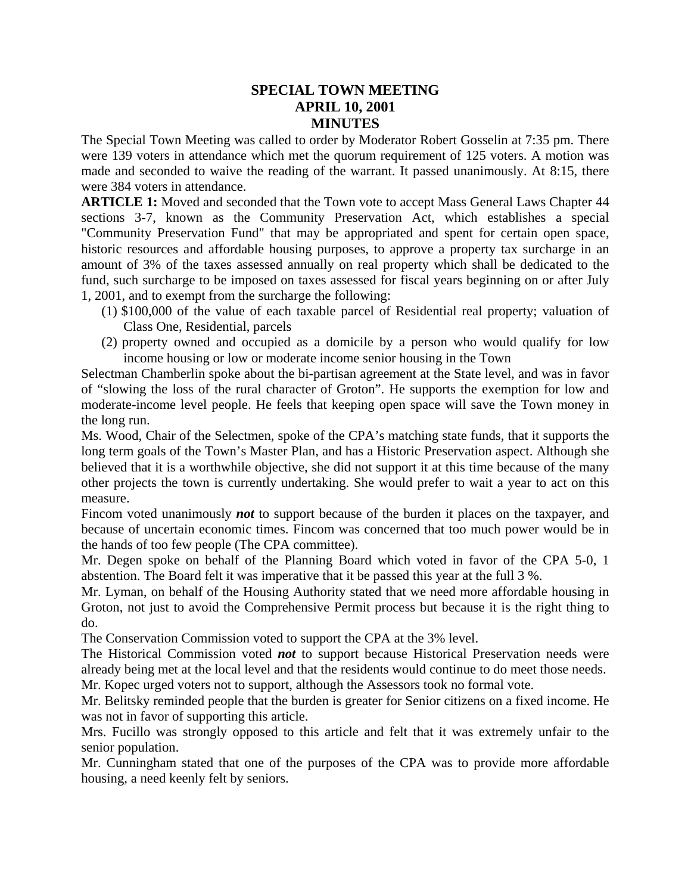# SPECIAL TOWN MEETING
# APRIL 10, 2001
# MINUTES

The Special Town Meeting was called to order by Moderator Robert Gosselin at 7:35 pm. There were 139 voters in attendance which met the quorum requirement of 125 voters. A motion was made and seconded to waive the reading of the warrant. It passed unanimously. At 8:15, there were 384 voters in attendance.

**ARTICLE 1:** Moved and seconded that the Town vote to accept Mass General Laws Chapter 44 sections 3-7, known as the Community Preservation Act, which establishes a special "Community Preservation Fund" that may be appropriated and spent for certain open space, historic resources and affordable housing purposes, to approve a property tax surcharge in an amount of 3% of the taxes assessed annually on real property which shall be dedicated to the fund, such surcharge to be imposed on taxes assessed for fiscal years beginning on or after July 1, 2001, and to exempt from the surcharge the following:

(1) $100,000 of the value of each taxable parcel of Residential real property; valuation of Class One, Residential, parcels
(2) property owned and occupied as a domicile by a person who would qualify for low income housing or low or moderate income senior housing in the Town

Selectman Chamberlin spoke about the bi-partisan agreement at the State level, and was in favor of "slowing the loss of the rural character of Groton". He supports the exemption for low and moderate-income level people. He feels that keeping open space will save the Town money in the long run.

Ms. Wood, Chair of the Selectmen, spoke of the CPA's matching state funds, that it supports the long term goals of the Town's Master Plan, and has a Historic Preservation aspect. Although she believed that it is a worthwhile objective, she did not support it at this time because of the many other projects the town is currently undertaking. She would prefer to wait a year to act on this measure.

Fincom voted unanimously ***not*** to support because of the burden it places on the taxpayer, and because of uncertain economic times. Fincom was concerned that too much power would be in the hands of too few people (The CPA committee).

Mr. Degen spoke on behalf of the Planning Board which voted in favor of the CPA 5-0, 1 abstention. The Board felt it was imperative that it be passed this year at the full 3 %.

Mr. Lyman, on behalf of the Housing Authority stated that we need more affordable housing in Groton, not just to avoid the Comprehensive Permit process but because it is the right thing to do.

The Conservation Commission voted to support the CPA at the 3% level.

The Historical Commission voted ***not*** to support because Historical Preservation needs were already being met at the local level and that the residents would continue to do meet those needs.

Mr. Kopec urged voters not to support, although the Assessors took no formal vote.

Mr. Belitsky reminded people that the burden is greater for Senior citizens on a fixed income. He was not in favor of supporting this article.

Mrs. Fucillo was strongly opposed to this article and felt that it was extremely unfair to the senior population.

Mr. Cunningham stated that one of the purposes of the CPA was to provide more affordable housing, a need keenly felt by seniors.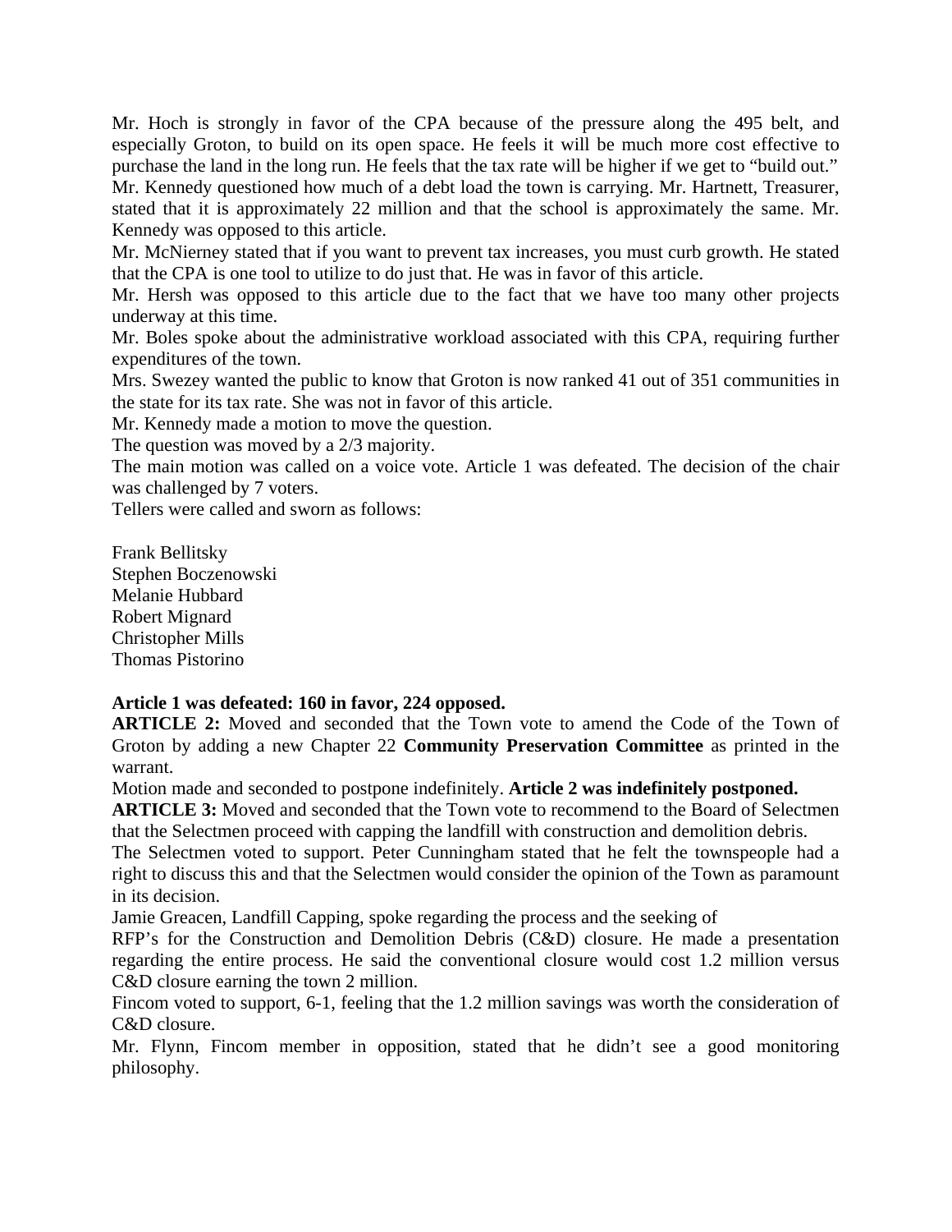Mr. Hoch is strongly in favor of the CPA because of the pressure along the 495 belt, and especially Groton, to build on its open space. He feels it will be much more cost effective to purchase the land in the long run. He feels that the tax rate will be higher if we get to "build out."

Mr. Kennedy questioned how much of a debt load the town is carrying. Mr. Hartnett, Treasurer, stated that it is approximately 22 million and that the school is approximately the same. Mr. Kennedy was opposed to this article.

Mr. McNierney stated that if you want to prevent tax increases, you must curb growth. He stated that the CPA is one tool to utilize to do just that. He was in favor of this article.

Mr. Hersh was opposed to this article due to the fact that we have too many other projects underway at this time.

Mr. Boles spoke about the administrative workload associated with this CPA, requiring further expenditures of the town.

Mrs. Swezey wanted the public to know that Groton is now ranked 41 out of 351 communities in the state for its tax rate. She was not in favor of this article.

Mr. Kennedy made a motion to move the question.

The question was moved by a 2/3 majority.

The main motion was called on a voice vote. Article 1 was defeated. The decision of the chair was challenged by 7 voters.

Tellers were called and sworn as follows:

Frank Bellitsky
Stephen Boczenowski
Melanie Hubbard
Robert Mignard
Christopher Mills
Thomas Pistorino

**Article 1 was defeated: 160 in favor, 224 opposed.**

**ARTICLE 2:** Moved and seconded that the Town vote to amend the Code of the Town of Groton by adding a new Chapter 22 **Community Preservation Committee** as printed in the warrant.

Motion made and seconded to postpone indefinitely. **Article 2 was indefinitely postponed.**

**ARTICLE 3:** Moved and seconded that the Town vote to recommend to the Board of Selectmen that the Selectmen proceed with capping the landfill with construction and demolition debris.

The Selectmen voted to support. Peter Cunningham stated that he felt the townspeople had a right to discuss this and that the Selectmen would consider the opinion of the Town as paramount in its decision.

Jamie Greacen, Landfill Capping, spoke regarding the process and the seeking of RFP's for the Construction and Demolition Debris (C&D) closure. He made a presentation regarding the entire process. He said the conventional closure would cost 1.2 million versus C&D closure earning the town 2 million.

Fincom voted to support, 6-1, feeling that the 1.2 million savings was worth the consideration of C&D closure.

Mr. Flynn, Fincom member in opposition, stated that he didn't see a good monitoring philosophy.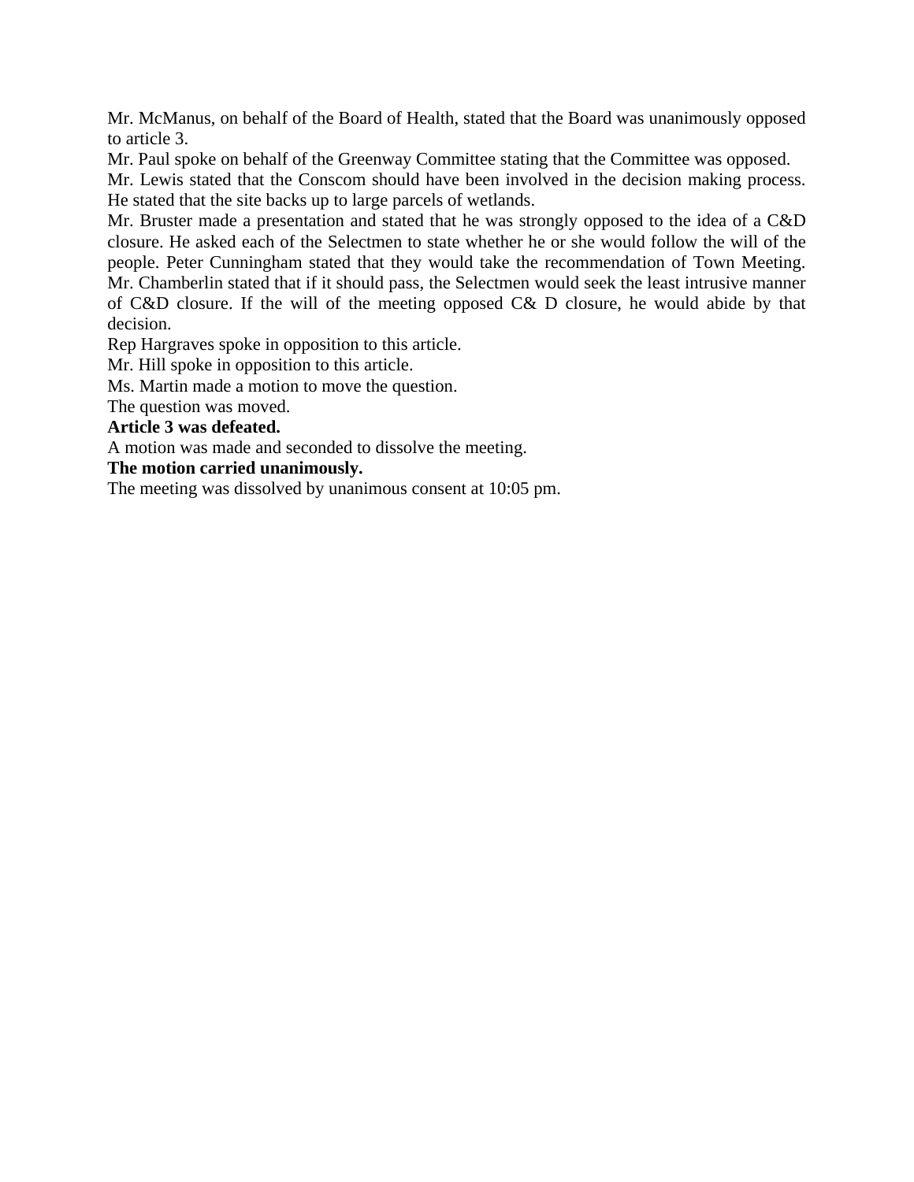Mr. McManus, on behalf of the Board of Health, stated that the Board was unanimously opposed to article 3.

Mr. Paul spoke on behalf of the Greenway Committee stating that the Committee was opposed.

Mr. Lewis stated that the Conscom should have been involved in the decision making process. He stated that the site backs up to large parcels of wetlands.

Mr. Bruster made a presentation and stated that he was strongly opposed to the idea of a C&D closure. He asked each of the Selectmen to state whether he or she would follow the will of the people. Peter Cunningham stated that they would take the recommendation of Town Meeting. Mr. Chamberlin stated that if it should pass, the Selectmen would seek the least intrusive manner of C&D closure. If the will of the meeting opposed C& D closure, he would abide by that decision.

Rep Hargraves spoke in opposition to this article.

Mr. Hill spoke in opposition to this article.

Ms. Martin made a motion to move the question.

The question was moved.

**Article 3 was defeated.**

A motion was made and seconded to dissolve the meeting.

**The motion carried unanimously.**

The meeting was dissolved by unanimous consent at 10:05 pm.